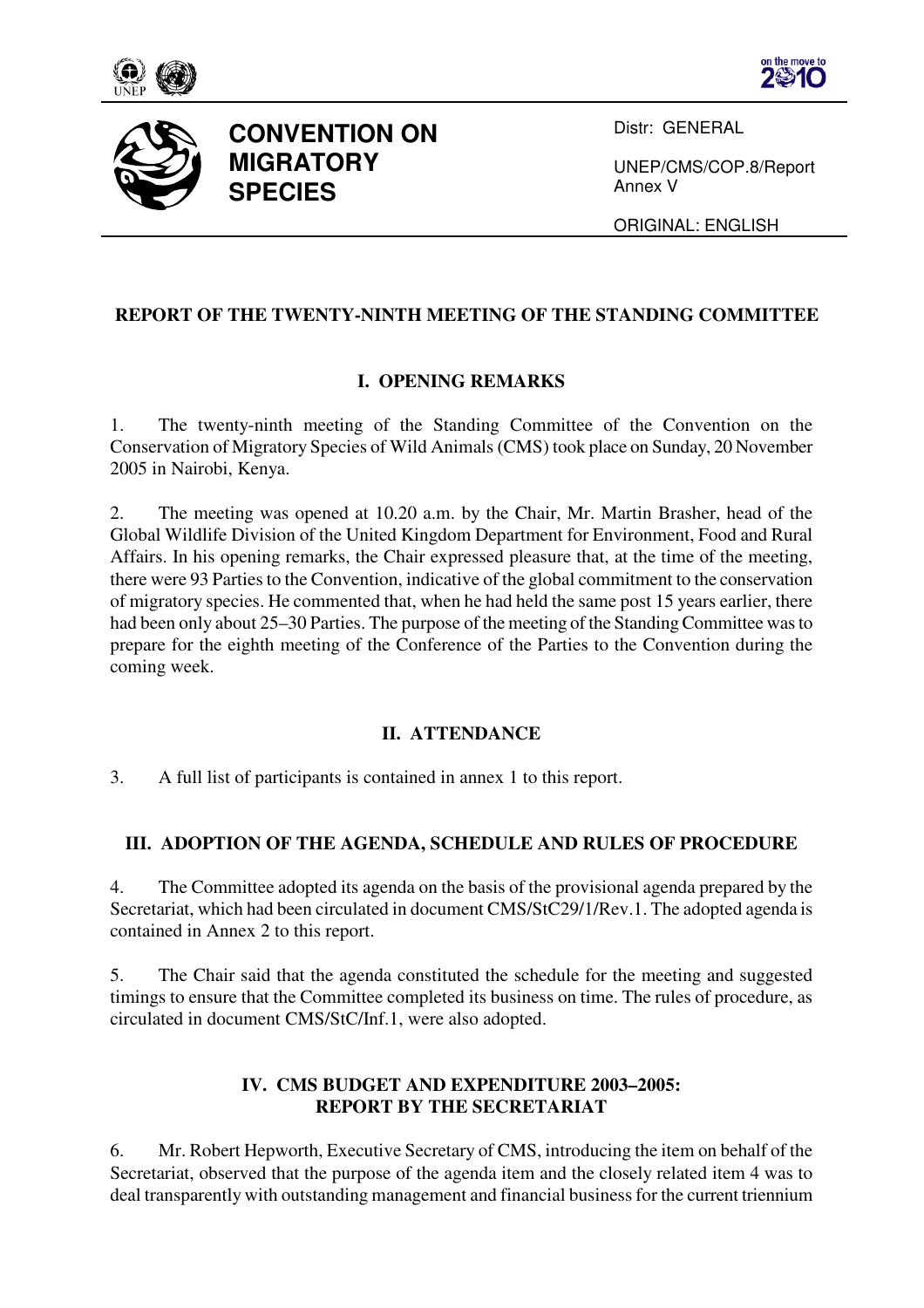**CONVENTION ON MIGRATORY SPECIES**

Distr: GENERAL

UNEP/CMS/COP.8/Report
Annex V

ORIGINAL: ENGLISH

## REPORT OF THE TWENTY-NINTH MEETING OF THE STANDING COMMITTEE

### I. OPENING REMARKS

1. The twenty-ninth meeting of the Standing Committee of the Convention on the Conservation of Migratory Species of Wild Animals (CMS) took place on Sunday, 20 November 2005 in Nairobi, Kenya.

2. The meeting was opened at 10.20 a.m. by the Chair, Mr. Martin Brasher, head of the Global Wildlife Division of the United Kingdom Department for Environment, Food and Rural Affairs. In his opening remarks, the Chair expressed pleasure that, at the time of the meeting, there were 93 Parties to the Convention, indicative of the global commitment to the conservation of migratory species. He commented that, when he had held the same post 15 years earlier, there had been only about 25–30 Parties. The purpose of the meeting of the Standing Committee was to prepare for the eighth meeting of the Conference of the Parties to the Convention during the coming week.

### II. ATTENDANCE

3. A full list of participants is contained in annex 1 to this report.

### III. ADOPTION OF THE AGENDA, SCHEDULE AND RULES OF PROCEDURE

4. The Committee adopted its agenda on the basis of the provisional agenda prepared by the Secretariat, which had been circulated in document CMS/StC29/1/Rev.1. The adopted agenda is contained in Annex 2 to this report.

5. The Chair said that the agenda constituted the schedule for the meeting and suggested timings to ensure that the Committee completed its business on time. The rules of procedure, as circulated in document CMS/StC/Inf.1, were also adopted.

### IV. CMS BUDGET AND EXPENDITURE 2003–2005: REPORT BY THE SECRETARIAT

6. Mr. Robert Hepworth, Executive Secretary of CMS, introducing the item on behalf of the Secretariat, observed that the purpose of the agenda item and the closely related item 4 was to deal transparently with outstanding management and financial business for the current triennium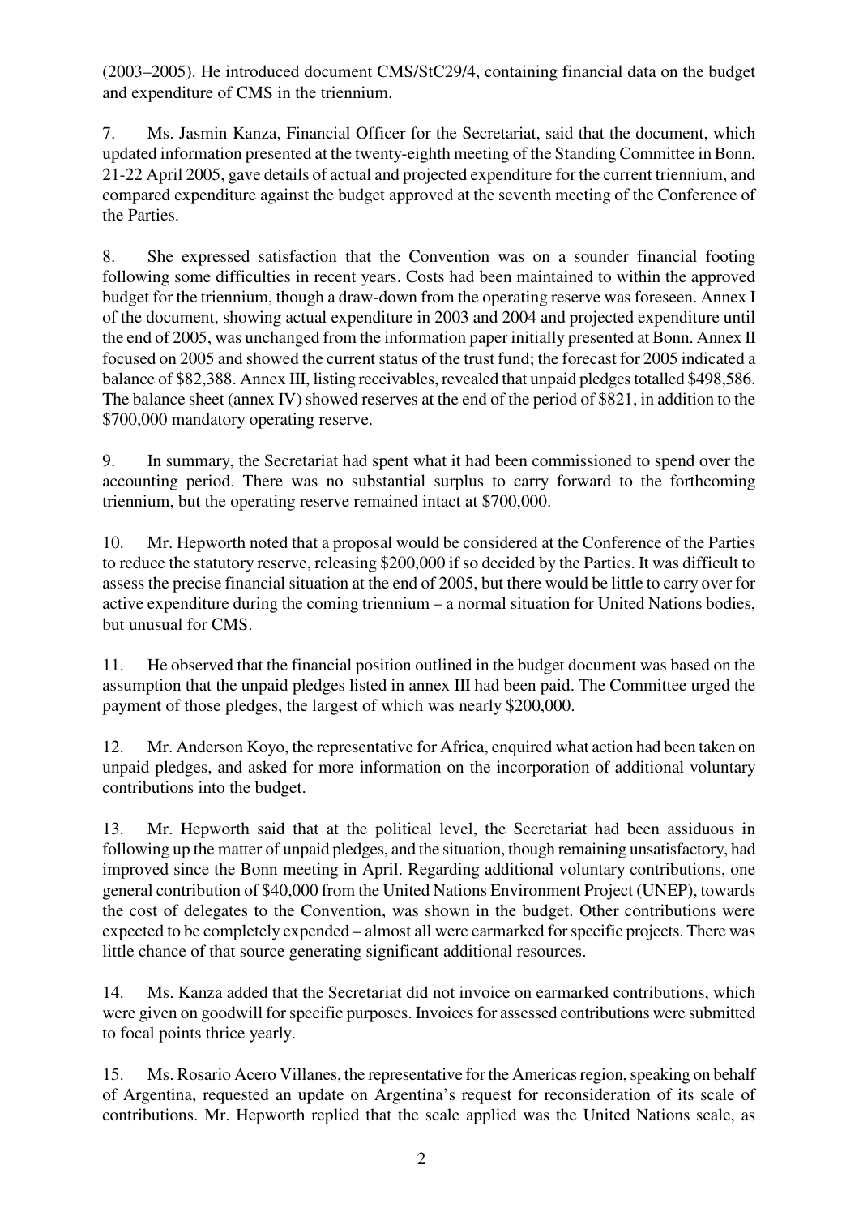(2003–2005). He introduced document CMS/StC29/4, containing financial data on the budget and expenditure of CMS in the triennium.

7. Ms. Jasmin Kanza, Financial Officer for the Secretariat, said that the document, which updated information presented at the twenty-eighth meeting of the Standing Committee in Bonn, 21-22 April 2005, gave details of actual and projected expenditure for the current triennium, and compared expenditure against the budget approved at the seventh meeting of the Conference of the Parties.

8. She expressed satisfaction that the Convention was on a sounder financial footing following some difficulties in recent years. Costs had been maintained to within the approved budget for the triennium, though a draw-down from the operating reserve was foreseen. Annex I of the document, showing actual expenditure in 2003 and 2004 and projected expenditure until the end of 2005, was unchanged from the information paper initially presented at Bonn. Annex II focused on 2005 and showed the current status of the trust fund; the forecast for 2005 indicated a balance of $82,388. Annex III, listing receivables, revealed that unpaid pledges totalled $498,586. The balance sheet (annex IV) showed reserves at the end of the period of $821, in addition to the $700,000 mandatory operating reserve.

9. In summary, the Secretariat had spent what it had been commissioned to spend over the accounting period. There was no substantial surplus to carry forward to the forthcoming triennium, but the operating reserve remained intact at $700,000.

10. Mr. Hepworth noted that a proposal would be considered at the Conference of the Parties to reduce the statutory reserve, releasing $200,000 if so decided by the Parties. It was difficult to assess the precise financial situation at the end of 2005, but there would be little to carry over for active expenditure during the coming triennium – a normal situation for United Nations bodies, but unusual for CMS.

11. He observed that the financial position outlined in the budget document was based on the assumption that the unpaid pledges listed in annex III had been paid. The Committee urged the payment of those pledges, the largest of which was nearly $200,000.

12. Mr. Anderson Koyo, the representative for Africa, enquired what action had been taken on unpaid pledges, and asked for more information on the incorporation of additional voluntary contributions into the budget.

13. Mr. Hepworth said that at the political level, the Secretariat had been assiduous in following up the matter of unpaid pledges, and the situation, though remaining unsatisfactory, had improved since the Bonn meeting in April. Regarding additional voluntary contributions, one general contribution of $40,000 from the United Nations Environment Project (UNEP), towards the cost of delegates to the Convention, was shown in the budget. Other contributions were expected to be completely expended – almost all were earmarked for specific projects. There was little chance of that source generating significant additional resources.

14. Ms. Kanza added that the Secretariat did not invoice on earmarked contributions, which were given on goodwill for specific purposes. Invoices for assessed contributions were submitted to focal points thrice yearly.

15. Ms. Rosario Acero Villanes, the representative for the Americas region, speaking on behalf of Argentina, requested an update on Argentina's request for reconsideration of its scale of contributions. Mr. Hepworth replied that the scale applied was the United Nations scale, as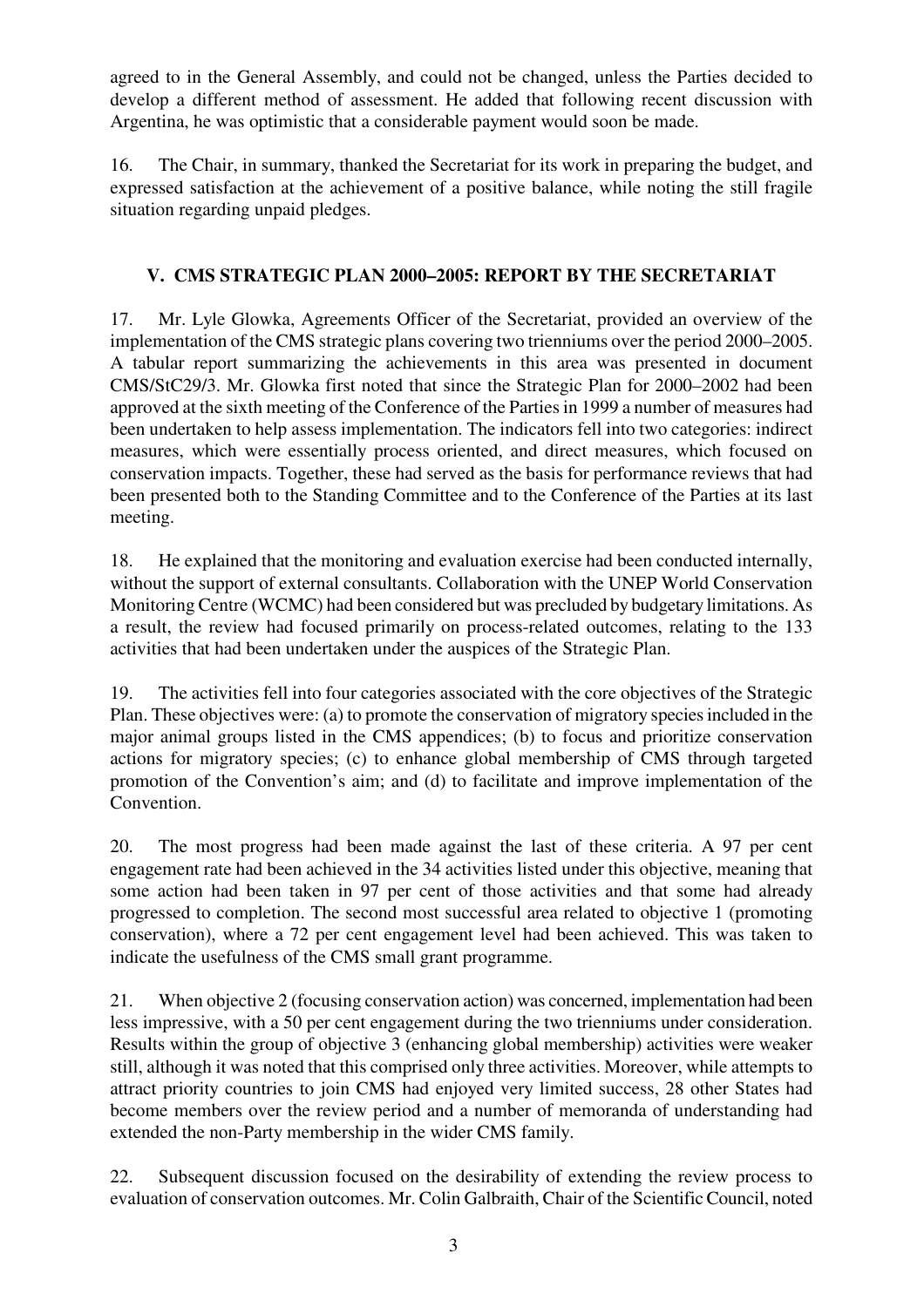agreed to in the General Assembly, and could not be changed, unless the Parties decided to develop a different method of assessment. He added that following recent discussion with Argentina, he was optimistic that a considerable payment would soon be made.

16. The Chair, in summary, thanked the Secretariat for its work in preparing the budget, and expressed satisfaction at the achievement of a positive balance, while noting the still fragile situation regarding unpaid pledges.

## V. CMS STRATEGIC PLAN 2000–2005: REPORT BY THE SECRETARIAT

17. Mr. Lyle Glowka, Agreements Officer of the Secretariat, provided an overview of the implementation of the CMS strategic plans covering two trienniums over the period 2000–2005. A tabular report summarizing the achievements in this area was presented in document CMS/StC29/3. Mr. Glowka first noted that since the Strategic Plan for 2000–2002 had been approved at the sixth meeting of the Conference of the Parties in 1999 a number of measures had been undertaken to help assess implementation. The indicators fell into two categories: indirect measures, which were essentially process oriented, and direct measures, which focused on conservation impacts. Together, these had served as the basis for performance reviews that had been presented both to the Standing Committee and to the Conference of the Parties at its last meeting.

18. He explained that the monitoring and evaluation exercise had been conducted internally, without the support of external consultants. Collaboration with the UNEP World Conservation Monitoring Centre (WCMC) had been considered but was precluded by budgetary limitations. As a result, the review had focused primarily on process-related outcomes, relating to the 133 activities that had been undertaken under the auspices of the Strategic Plan.

19. The activities fell into four categories associated with the core objectives of the Strategic Plan. These objectives were: (a) to promote the conservation of migratory species included in the major animal groups listed in the CMS appendices; (b) to focus and prioritize conservation actions for migratory species; (c) to enhance global membership of CMS through targeted promotion of the Convention's aim; and (d) to facilitate and improve implementation of the Convention.

20. The most progress had been made against the last of these criteria. A 97 per cent engagement rate had been achieved in the 34 activities listed under this objective, meaning that some action had been taken in 97 per cent of those activities and that some had already progressed to completion. The second most successful area related to objective 1 (promoting conservation), where a 72 per cent engagement level had been achieved. This was taken to indicate the usefulness of the CMS small grant programme.

21. When objective 2 (focusing conservation action) was concerned, implementation had been less impressive, with a 50 per cent engagement during the two trienniums under consideration. Results within the group of objective 3 (enhancing global membership) activities were weaker still, although it was noted that this comprised only three activities. Moreover, while attempts to attract priority countries to join CMS had enjoyed very limited success, 28 other States had become members over the review period and a number of memoranda of understanding had extended the non-Party membership in the wider CMS family.

22. Subsequent discussion focused on the desirability of extending the review process to evaluation of conservation outcomes. Mr. Colin Galbraith, Chair of the Scientific Council, noted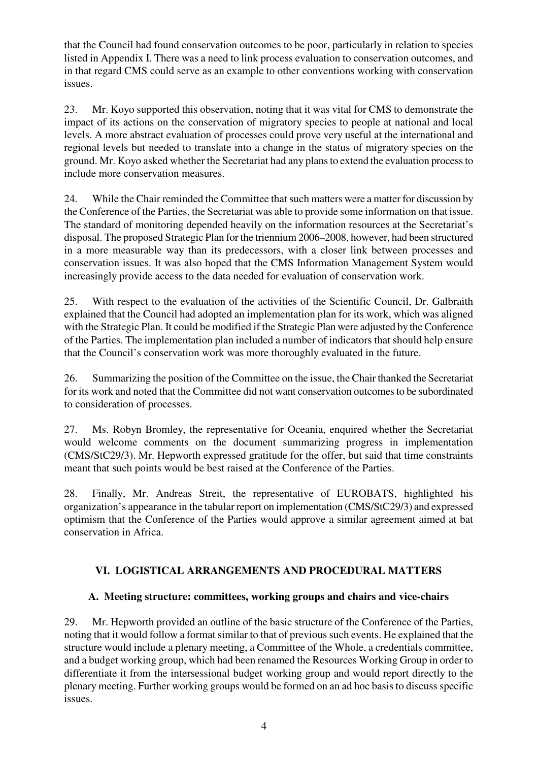that the Council had found conservation outcomes to be poor, particularly in relation to species listed in Appendix I. There was a need to link process evaluation to conservation outcomes, and in that regard CMS could serve as an example to other conventions working with conservation issues.

23. Mr. Koyo supported this observation, noting that it was vital for CMS to demonstrate the impact of its actions on the conservation of migratory species to people at national and local levels. A more abstract evaluation of processes could prove very useful at the international and regional levels but needed to translate into a change in the status of migratory species on the ground. Mr. Koyo asked whether the Secretariat had any plans to extend the evaluation process to include more conservation measures.

24. While the Chair reminded the Committee that such matters were a matter for discussion by the Conference of the Parties, the Secretariat was able to provide some information on that issue. The standard of monitoring depended heavily on the information resources at the Secretariat's disposal. The proposed Strategic Plan for the triennium 2006–2008, however, had been structured in a more measurable way than its predecessors, with a closer link between processes and conservation issues. It was also hoped that the CMS Information Management System would increasingly provide access to the data needed for evaluation of conservation work.

25. With respect to the evaluation of the activities of the Scientific Council, Dr. Galbraith explained that the Council had adopted an implementation plan for its work, which was aligned with the Strategic Plan. It could be modified if the Strategic Plan were adjusted by the Conference of the Parties. The implementation plan included a number of indicators that should help ensure that the Council's conservation work was more thoroughly evaluated in the future.

26. Summarizing the position of the Committee on the issue, the Chair thanked the Secretariat for its work and noted that the Committee did not want conservation outcomes to be subordinated to consideration of processes.

27. Ms. Robyn Bromley, the representative for Oceania, enquired whether the Secretariat would welcome comments on the document summarizing progress in implementation (CMS/StC29/3). Mr. Hepworth expressed gratitude for the offer, but said that time constraints meant that such points would be best raised at the Conference of the Parties.

28. Finally, Mr. Andreas Streit, the representative of EUROBATS, highlighted his organization's appearance in the tabular report on implementation (CMS/StC29/3) and expressed optimism that the Conference of the Parties would approve a similar agreement aimed at bat conservation in Africa.

## VI. LOGISTICAL ARRANGEMENTS AND PROCEDURAL MATTERS

### A. Meeting structure: committees, working groups and chairs and vice-chairs

29. Mr. Hepworth provided an outline of the basic structure of the Conference of the Parties, noting that it would follow a format similar to that of previous such events. He explained that the structure would include a plenary meeting, a Committee of the Whole, a credentials committee, and a budget working group, which had been renamed the Resources Working Group in order to differentiate it from the intersessional budget working group and would report directly to the plenary meeting. Further working groups would be formed on an ad hoc basis to discuss specific issues.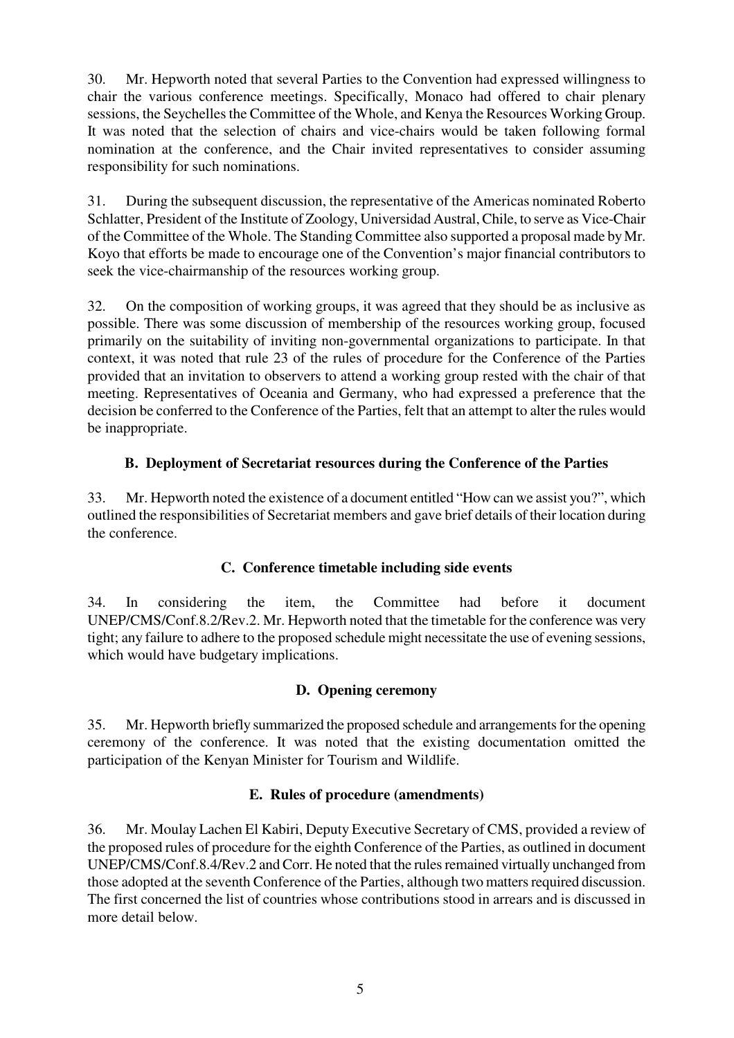30. Mr. Hepworth noted that several Parties to the Convention had expressed willingness to chair the various conference meetings. Specifically, Monaco had offered to chair plenary sessions, the Seychelles the Committee of the Whole, and Kenya the Resources Working Group. It was noted that the selection of chairs and vice-chairs would be taken following formal nomination at the conference, and the Chair invited representatives to consider assuming responsibility for such nominations.

31. During the subsequent discussion, the representative of the Americas nominated Roberto Schlatter, President of the Institute of Zoology, Universidad Austral, Chile, to serve as Vice-Chair of the Committee of the Whole. The Standing Committee also supported a proposal made by Mr. Koyo that efforts be made to encourage one of the Convention's major financial contributors to seek the vice-chairmanship of the resources working group.

32. On the composition of working groups, it was agreed that they should be as inclusive as possible. There was some discussion of membership of the resources working group, focused primarily on the suitability of inviting non-governmental organizations to participate. In that context, it was noted that rule 23 of the rules of procedure for the Conference of the Parties provided that an invitation to observers to attend a working group rested with the chair of that meeting. Representatives of Oceania and Germany, who had expressed a preference that the decision be conferred to the Conference of the Parties, felt that an attempt to alter the rules would be inappropriate.

### B. Deployment of Secretariat resources during the Conference of the Parties

33. Mr. Hepworth noted the existence of a document entitled "How can we assist you?", which outlined the responsibilities of Secretariat members and gave brief details of their location during the conference.

### C. Conference timetable including side events

34. In considering the item, the Committee had before it document UNEP/CMS/Conf.8.2/Rev.2. Mr. Hepworth noted that the timetable for the conference was very tight; any failure to adhere to the proposed schedule might necessitate the use of evening sessions, which would have budgetary implications.

### D. Opening ceremony

35. Mr. Hepworth briefly summarized the proposed schedule and arrangements for the opening ceremony of the conference. It was noted that the existing documentation omitted the participation of the Kenyan Minister for Tourism and Wildlife.

### E. Rules of procedure (amendments)

36. Mr. Moulay Lachen El Kabiri, Deputy Executive Secretary of CMS, provided a review of the proposed rules of procedure for the eighth Conference of the Parties, as outlined in document UNEP/CMS/Conf.8.4/Rev.2 and Corr. He noted that the rules remained virtually unchanged from those adopted at the seventh Conference of the Parties, although two matters required discussion. The first concerned the list of countries whose contributions stood in arrears and is discussed in more detail below.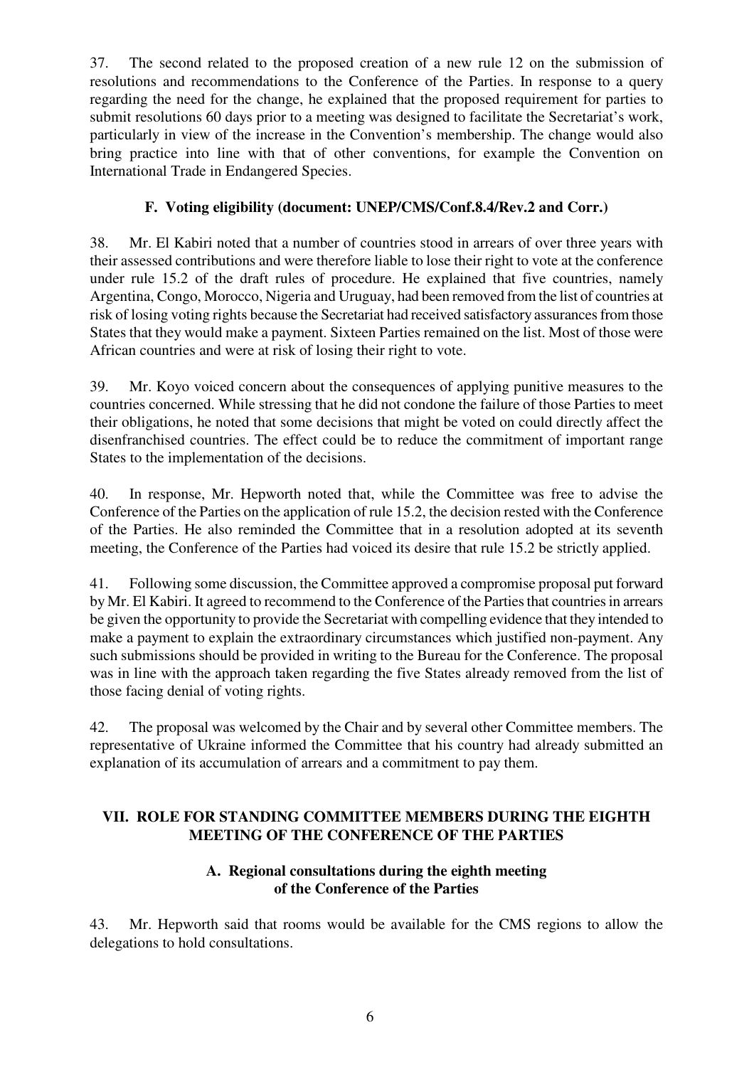37. The second related to the proposed creation of a new rule 12 on the submission of resolutions and recommendations to the Conference of the Parties. In response to a query regarding the need for the change, he explained that the proposed requirement for parties to submit resolutions 60 days prior to a meeting was designed to facilitate the Secretariat's work, particularly in view of the increase in the Convention's membership. The change would also bring practice into line with that of other conventions, for example the Convention on International Trade in Endangered Species.

### F. Voting eligibility (document: UNEP/CMS/Conf.8.4/Rev.2 and Corr.)

38. Mr. El Kabiri noted that a number of countries stood in arrears of over three years with their assessed contributions and were therefore liable to lose their right to vote at the conference under rule 15.2 of the draft rules of procedure. He explained that five countries, namely Argentina, Congo, Morocco, Nigeria and Uruguay, had been removed from the list of countries at risk of losing voting rights because the Secretariat had received satisfactory assurances from those States that they would make a payment. Sixteen Parties remained on the list. Most of those were African countries and were at risk of losing their right to vote.

39. Mr. Koyo voiced concern about the consequences of applying punitive measures to the countries concerned. While stressing that he did not condone the failure of those Parties to meet their obligations, he noted that some decisions that might be voted on could directly affect the disenfranchised countries. The effect could be to reduce the commitment of important range States to the implementation of the decisions.

40. In response, Mr. Hepworth noted that, while the Committee was free to advise the Conference of the Parties on the application of rule 15.2, the decision rested with the Conference of the Parties. He also reminded the Committee that in a resolution adopted at its seventh meeting, the Conference of the Parties had voiced its desire that rule 15.2 be strictly applied.

41. Following some discussion, the Committee approved a compromise proposal put forward by Mr. El Kabiri. It agreed to recommend to the Conference of the Parties that countries in arrears be given the opportunity to provide the Secretariat with compelling evidence that they intended to make a payment to explain the extraordinary circumstances which justified non-payment. Any such submissions should be provided in writing to the Bureau for the Conference. The proposal was in line with the approach taken regarding the five States already removed from the list of those facing denial of voting rights.

42. The proposal was welcomed by the Chair and by several other Committee members. The representative of Ukraine informed the Committee that his country had already submitted an explanation of its accumulation of arrears and a commitment to pay them.

## VII. ROLE FOR STANDING COMMITTEE MEMBERS DURING THE EIGHTH MEETING OF THE CONFERENCE OF THE PARTIES

### A. Regional consultations during the eighth meeting of the Conference of the Parties

43. Mr. Hepworth said that rooms would be available for the CMS regions to allow the delegations to hold consultations.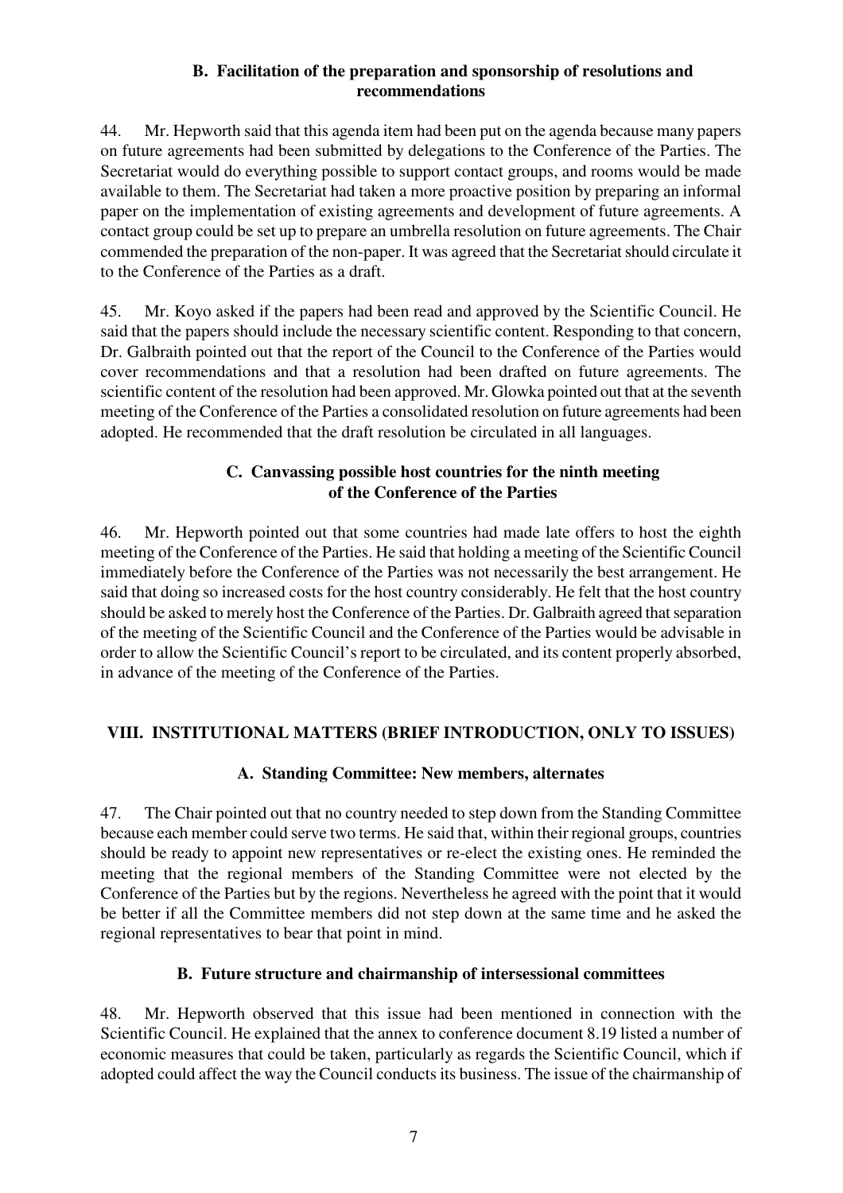### B. Facilitation of the preparation and sponsorship of resolutions and recommendations

44. Mr. Hepworth said that this agenda item had been put on the agenda because many papers on future agreements had been submitted by delegations to the Conference of the Parties. The Secretariat would do everything possible to support contact groups, and rooms would be made available to them. The Secretariat had taken a more proactive position by preparing an informal paper on the implementation of existing agreements and development of future agreements. A contact group could be set up to prepare an umbrella resolution on future agreements. The Chair commended the preparation of the non-paper. It was agreed that the Secretariat should circulate it to the Conference of the Parties as a draft.

45. Mr. Koyo asked if the papers had been read and approved by the Scientific Council. He said that the papers should include the necessary scientific content. Responding to that concern, Dr. Galbraith pointed out that the report of the Council to the Conference of the Parties would cover recommendations and that a resolution had been drafted on future agreements. The scientific content of the resolution had been approved. Mr. Glowka pointed out that at the seventh meeting of the Conference of the Parties a consolidated resolution on future agreements had been adopted. He recommended that the draft resolution be circulated in all languages.

### C. Canvassing possible host countries for the ninth meeting of the Conference of the Parties

46. Mr. Hepworth pointed out that some countries had made late offers to host the eighth meeting of the Conference of the Parties. He said that holding a meeting of the Scientific Council immediately before the Conference of the Parties was not necessarily the best arrangement. He said that doing so increased costs for the host country considerably. He felt that the host country should be asked to merely host the Conference of the Parties. Dr. Galbraith agreed that separation of the meeting of the Scientific Council and the Conference of the Parties would be advisable in order to allow the Scientific Council's report to be circulated, and its content properly absorbed, in advance of the meeting of the Conference of the Parties.

## VIII. INSTITUTIONAL MATTERS (BRIEF INTRODUCTION, ONLY TO ISSUES)

### A. Standing Committee: New members, alternates

47. The Chair pointed out that no country needed to step down from the Standing Committee because each member could serve two terms. He said that, within their regional groups, countries should be ready to appoint new representatives or re-elect the existing ones. He reminded the meeting that the regional members of the Standing Committee were not elected by the Conference of the Parties but by the regions. Nevertheless he agreed with the point that it would be better if all the Committee members did not step down at the same time and he asked the regional representatives to bear that point in mind.

### B. Future structure and chairmanship of intersessional committees

48. Mr. Hepworth observed that this issue had been mentioned in connection with the Scientific Council. He explained that the annex to conference document 8.19 listed a number of economic measures that could be taken, particularly as regards the Scientific Council, which if adopted could affect the way the Council conducts its business. The issue of the chairmanship of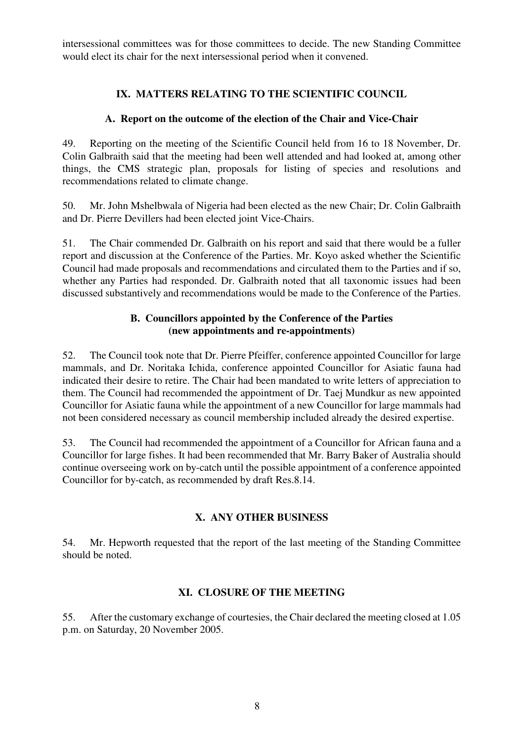intersessional committees was for those committees to decide. The new Standing Committee would elect its chair for the next intersessional period when it convened.

## IX. MATTERS RELATING TO THE SCIENTIFIC COUNCIL

### A. Report on the outcome of the election of the Chair and Vice-Chair

49. Reporting on the meeting of the Scientific Council held from 16 to 18 November, Dr. Colin Galbraith said that the meeting had been well attended and had looked at, among other things, the CMS strategic plan, proposals for listing of species and resolutions and recommendations related to climate change.

50. Mr. John Mshelbwala of Nigeria had been elected as the new Chair; Dr. Colin Galbraith and Dr. Pierre Devillers had been elected joint Vice-Chairs.

51. The Chair commended Dr. Galbraith on his report and said that there would be a fuller report and discussion at the Conference of the Parties. Mr. Koyo asked whether the Scientific Council had made proposals and recommendations and circulated them to the Parties and if so, whether any Parties had responded. Dr. Galbraith noted that all taxonomic issues had been discussed substantively and recommendations would be made to the Conference of the Parties.

### B. Councillors appointed by the Conference of the Parties (new appointments and re-appointments)

52. The Council took note that Dr. Pierre Pfeiffer, conference appointed Councillor for large mammals, and Dr. Noritaka Ichida, conference appointed Councillor for Asiatic fauna had indicated their desire to retire. The Chair had been mandated to write letters of appreciation to them. The Council had recommended the appointment of Dr. Taej Mundkur as new appointed Councillor for Asiatic fauna while the appointment of a new Councillor for large mammals had not been considered necessary as council membership included already the desired expertise.

53. The Council had recommended the appointment of a Councillor for African fauna and a Councillor for large fishes. It had been recommended that Mr. Barry Baker of Australia should continue overseeing work on by-catch until the possible appointment of a conference appointed Councillor for by-catch, as recommended by draft Res.8.14.

## X. ANY OTHER BUSINESS

54. Mr. Hepworth requested that the report of the last meeting of the Standing Committee should be noted.

## XI. CLOSURE OF THE MEETING

55. After the customary exchange of courtesies, the Chair declared the meeting closed at 1.05 p.m. on Saturday, 20 November 2005.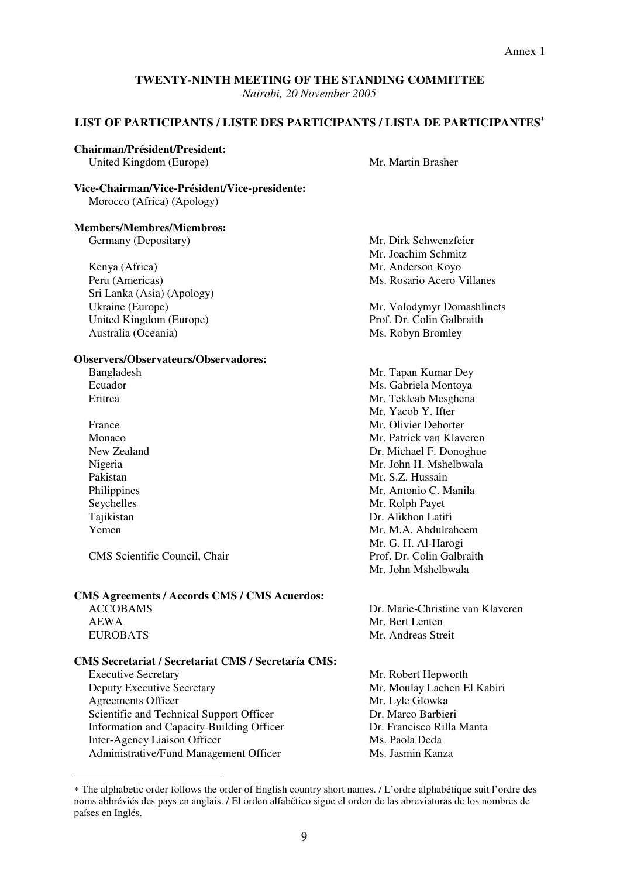Annex 1

**TWENTY-NINTH MEETING OF THE STANDING COMMITTEE**
*Nairobi, 20 November 2005*

## LIST OF PARTICIPANTS / LISTE DES PARTICIPANTS / LISTA DE PARTICIPANTES*

**Chairman/Président/President:**

| | |
|---|---|
| United Kingdom (Europe) | Mr. Martin Brasher |

**Vice-Chairman/Vice-Président/Vice-presidente:**

| | |
|---|---|
| Morocco (Africa) (Apology) | |

**Members/Membres/Miembros:**

| | |
|---|---|
| Germany (Depositary) | Mr. Dirk Schwenzfeier<br>Mr. Joachim Schmitz |
| Kenya (Africa) | Mr. Anderson Koyo |
| Peru (Americas) | Ms. Rosario Acero Villanes |
| Sri Lanka (Asia) (Apology) | |
| Ukraine (Europe) | Mr. Volodymyr Domashlinets |
| United Kingdom (Europe) | Prof. Dr. Colin Galbraith |
| Australia (Oceania) | Ms. Robyn Bromley |

**Observers/Observateurs/Observadores:**

| | |
|---|---|
| Bangladesh | Mr. Tapan Kumar Dey |
| Ecuador | Ms. Gabriela Montoya |
| Eritrea | Mr. Tekleab Mesghena<br>Mr. Yacob Y. Ifter |
| France | Mr. Olivier Dehorter |
| Monaco | Mr. Patrick van Klaveren |
| New Zealand | Dr. Michael F. Donoghue |
| Nigeria | Mr. John H. Mshelbwala |
| Pakistan | Mr. S.Z. Hussain |
| Philippines | Mr. Antonio C. Manila |
| Seychelles | Mr. Rolph Payet |
| Tajikistan | Dr. Alikhon Latifi |
| Yemen | Mr. M.A. Abdulraheem<br>Mr. G. H. Al-Harogi |
| CMS Scientific Council, Chair | Prof. Dr. Colin Galbraith<br>Mr. John Mshelbwala |

**CMS Agreements / Accords CMS / CMS Acuerdos:**

| | |
|---|---|
| ACCOBAMS | Dr. Marie-Christine van Klaveren |
| AEWA | Mr. Bert Lenten |
| EUROBATS | Mr. Andreas Streit |

**CMS Secretariat / Secretariat CMS / Secretaría CMS:**

| | |
|---|---|
| Executive Secretary | Mr. Robert Hepworth |
| Deputy Executive Secretary | Mr. Moulay Lachen El Kabiri |
| Agreements Officer | Mr. Lyle Glowka |
| Scientific and Technical Support Officer | Dr. Marco Barbieri |
| Information and Capacity-Building Officer | Dr. Francisco Rilla Manta |
| Inter-Agency Liaison Officer | Ms. Paola Deda |
| Administrative/Fund Management Officer | Ms. Jasmin Kanza |

---

* The alphabetic order follows the order of English country short names. / L'ordre alphabétique suit l'ordre des noms abbréviés des pays en anglais. / El orden alfabético sigue el orden de las abreviaturas de los nombres de países en Inglés.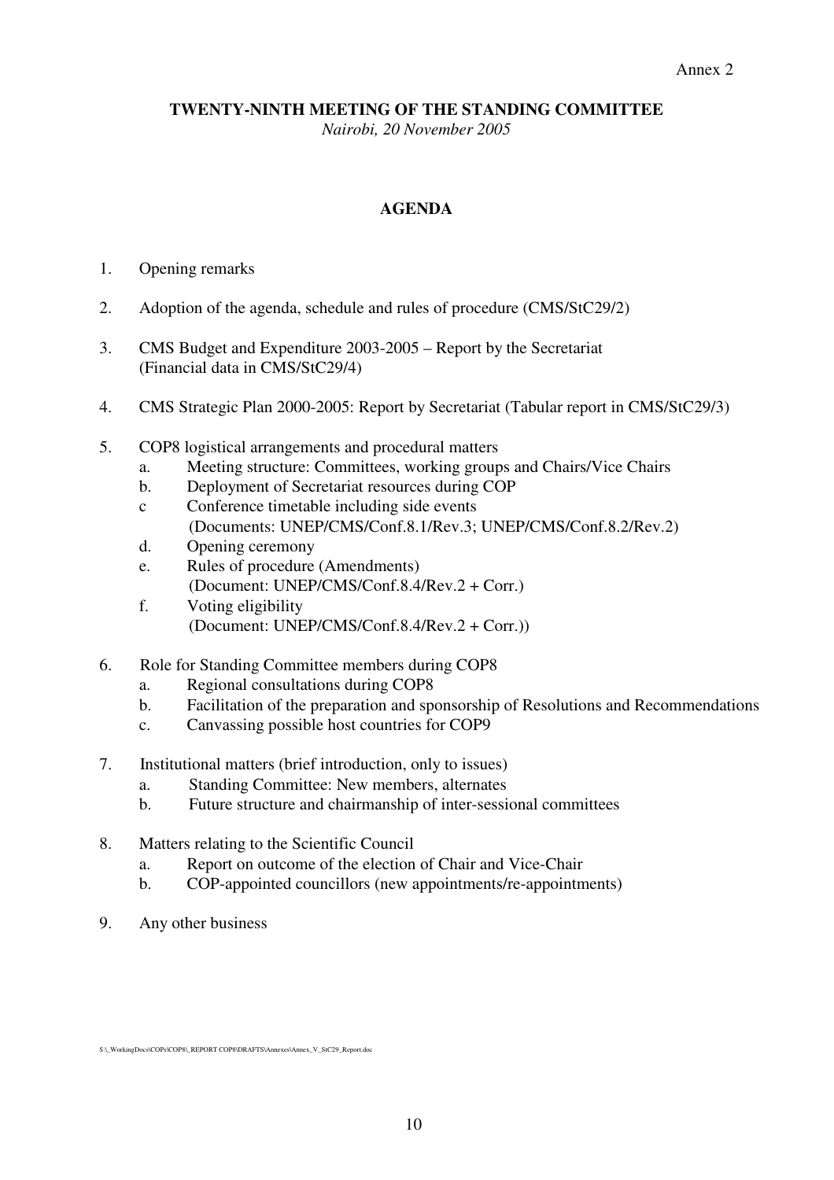Annex 2

**TWENTY-NINTH MEETING OF THE STANDING COMMITTEE**

*Nairobi, 20 November 2005*

**AGENDA**

1. Opening remarks

2. Adoption of the agenda, schedule and rules of procedure (CMS/StC29/2)

3. CMS Budget and Expenditure 2003-2005 – Report by the Secretariat (Financial data in CMS/StC29/4)

4. CMS Strategic Plan 2000-2005: Report by Secretariat (Tabular report in CMS/StC29/3)

5. COP8 logistical arrangements and procedural matters
   - a. Meeting structure: Committees, working groups and Chairs/Vice Chairs
   - b. Deployment of Secretariat resources during COP
   - c Conference timetable including side events (Documents: UNEP/CMS/Conf.8.1/Rev.3; UNEP/CMS/Conf.8.2/Rev.2)
   - d. Opening ceremony
   - e. Rules of procedure (Amendments) (Document: UNEP/CMS/Conf.8.4/Rev.2 + Corr.)
   - f. Voting eligibility (Document: UNEP/CMS/Conf.8.4/Rev.2 + Corr.))

6. Role for Standing Committee members during COP8
   - a. Regional consultations during COP8
   - b. Facilitation of the preparation and sponsorship of Resolutions and Recommendations
   - c. Canvassing possible host countries for COP9

7. Institutional matters (brief introduction, only to issues)
   - a. Standing Committee: New members, alternates
   - b. Future structure and chairmanship of inter-sessional committees

8. Matters relating to the Scientific Council
   - a. Report on outcome of the election of Chair and Vice-Chair
   - b. COP-appointed councillors (new appointments/re-appointments)

9. Any other business

S:\_WorkingDocs\COPs\COP8\_REPORT COP8\DRAFTS\Annexes\Annex_V_StC29_Report.doc